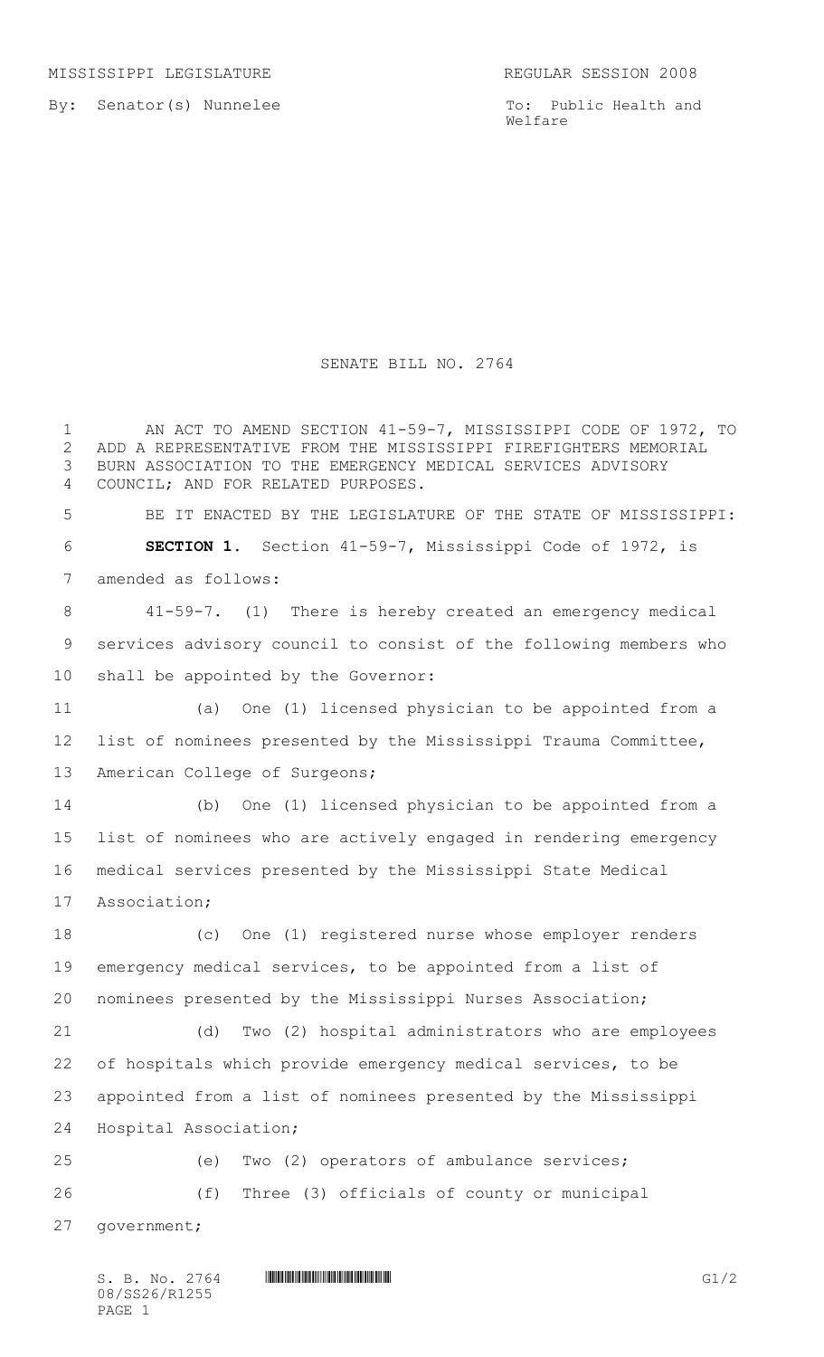MISSISSIPPI LEGISLATURE REGULAR SESSION 2008

By: Senator(s) Nunnelee

To: Public Health and Welfare

# SENATE BILL NO. 2764

AN ACT TO AMEND SECTION 41-59-7, MISSISSIPPI CODE OF 1972, TO ADD A REPRESENTATIVE FROM THE MISSISSIPPI FIREFIGHTERS MEMORIAL BURN ASSOCIATION TO THE EMERGENCY MEDICAL SERVICES ADVISORY COUNCIL; AND FOR RELATED PURPOSES.

BE IT ENACTED BY THE LEGISLATURE OF THE STATE OF MISSISSIPPI:

**SECTION 1.** Section 41-59-7, Mississippi Code of 1972, is amended as follows:

41-59-7. (1) There is hereby created an emergency medical services advisory council to consist of the following members who shall be appointed by the Governor:

(a) One (1) licensed physician to be appointed from a list of nominees presented by the Mississippi Trauma Committee, American College of Surgeons;

(b) One (1) licensed physician to be appointed from a list of nominees who are actively engaged in rendering emergency medical services presented by the Mississippi State Medical Association;

(c) One (1) registered nurse whose employer renders emergency medical services, to be appointed from a list of nominees presented by the Mississippi Nurses Association;

(d) Two (2) hospital administrators who are employees of hospitals which provide emergency medical services, to be appointed from a list of nominees presented by the Mississippi Hospital Association;

(e) Two (2) operators of ambulance services;

(f) Three (3) officials of county or municipal government;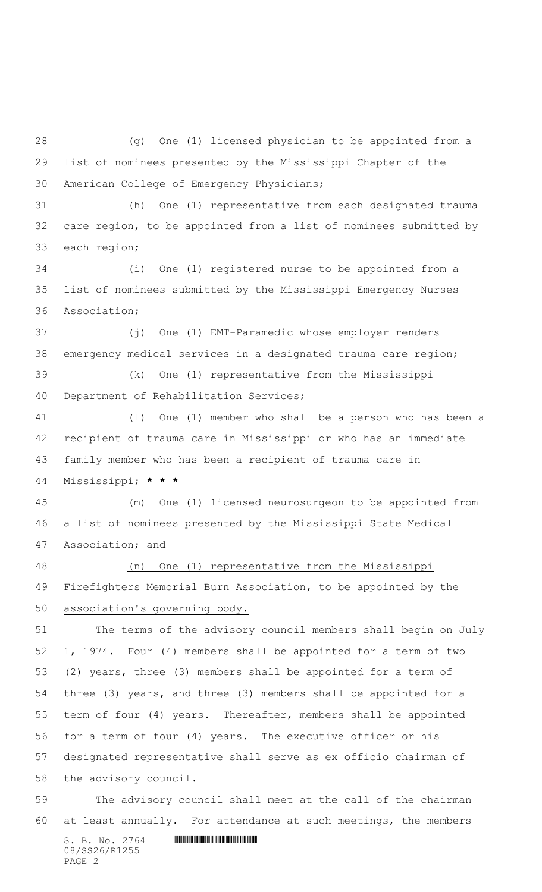(g) One (1) licensed physician to be appointed from a list of nominees presented by the Mississippi Chapter of the American College of Emergency Physicians;

(h) One (1) representative from each designated trauma care region, to be appointed from a list of nominees submitted by each region;

(i) One (1) registered nurse to be appointed from a list of nominees submitted by the Mississippi Emergency Nurses Association;

(j) One (1) EMT-Paramedic whose employer renders emergency medical services in a designated trauma care region;

(k) One (1) representative from the Mississippi Department of Rehabilitation Services;

(l) One (1) member who shall be a person who has been a recipient of trauma care in Mississippi or who has an immediate family member who has been a recipient of trauma care in Mississippi; *** * ***

(m) One (1) licensed neurosurgeon to be appointed from a list of nominees presented by the Mississippi State Medical Association<u>; and</u>

<u>(n) One (1) representative from the Mississippi Firefighters Memorial Burn Association, to be appointed by the association's governing body.</u>

The terms of the advisory council members shall begin on July 1, 1974. Four (4) members shall be appointed for a term of two (2) years, three (3) members shall be appointed for a term of three (3) years, and three (3) members shall be appointed for a term of four (4) years. Thereafter, members shall be appointed for a term of four (4) years. The executive officer or his designated representative shall serve as ex officio chairman of the advisory council.

The advisory council shall meet at the call of the chairman at least annually. For attendance at such meetings, the members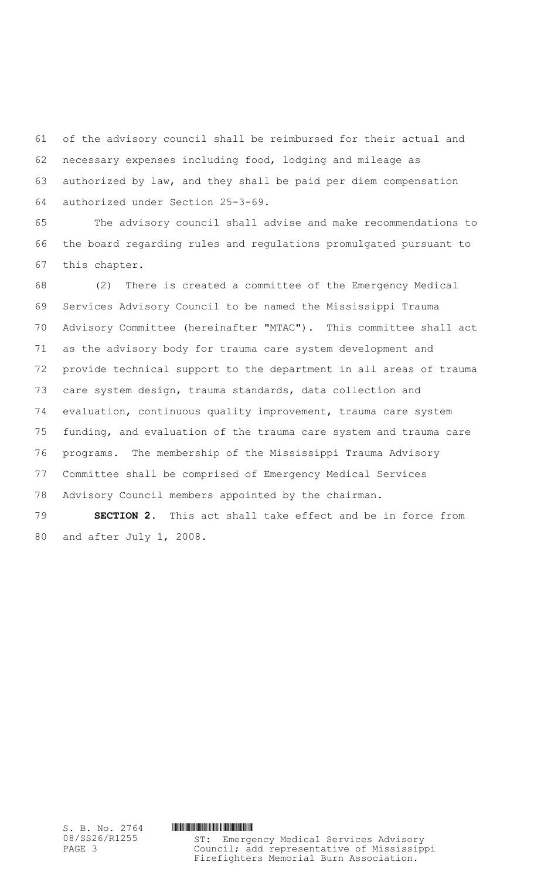of the advisory council shall be reimbursed for their actual and necessary expenses including food, lodging and mileage as authorized by law, and they shall be paid per diem compensation authorized under Section 25-3-69.

The advisory council shall advise and make recommendations to the board regarding rules and regulations promulgated pursuant to this chapter.

(2) There is created a committee of the Emergency Medical Services Advisory Council to be named the Mississippi Trauma Advisory Committee (hereinafter "MTAC"). This committee shall act as the advisory body for trauma care system development and provide technical support to the department in all areas of trauma care system design, trauma standards, data collection and evaluation, continuous quality improvement, trauma care system funding, and evaluation of the trauma care system and trauma care programs. The membership of the Mississippi Trauma Advisory Committee shall be comprised of Emergency Medical Services Advisory Council members appointed by the chairman.

**SECTION 2.** This act shall take effect and be in force from and after July 1, 2008.

ST: Emergency Medical Services Advisory Council; add representative of Mississippi Firefighters Memorial Burn Association.